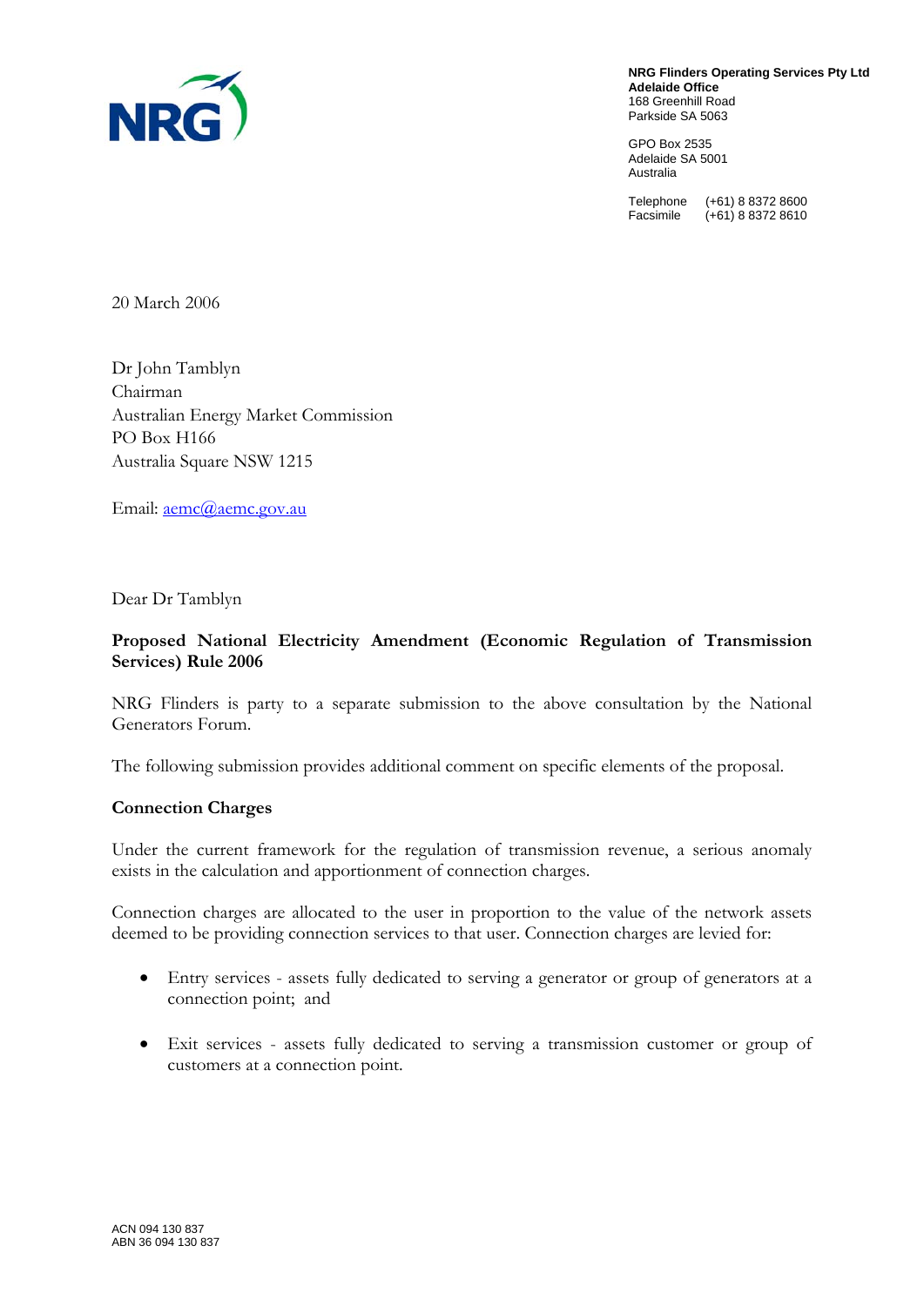NRG

**NRG Flinders Operating Services Pty Ltd**
**Adelaide Office**
168 Greenhill Road
Parkside SA 5063

GPO Box 2535
Adelaide SA 5001
Australia

Telephone (+61) 8 8372 8600
Facsimile (+61) 8 8372 8610

20 March 2006

Dr John Tamblyn
Chairman
Australian Energy Market Commission
PO Box H166
Australia Square NSW 1215

Email: aemc@aemc.gov.au

Dear Dr Tamblyn

**Proposed National Electricity Amendment (Economic Regulation of Transmission Services) Rule 2006**

NRG Flinders is party to a separate submission to the above consultation by the National Generators Forum.

The following submission provides additional comment on specific elements of the proposal.

**Connection Charges**

Under the current framework for the regulation of transmission revenue, a serious anomaly exists in the calculation and apportionment of connection charges.

Connection charges are allocated to the user in proportion to the value of the network assets deemed to be providing connection services to that user. Connection charges are levied for:

- Entry services - assets fully dedicated to serving a generator or group of generators at a connection point; and
- Exit services - assets fully dedicated to serving a transmission customer or group of customers at a connection point.

ACN 094 130 837
ABN 36 094 130 837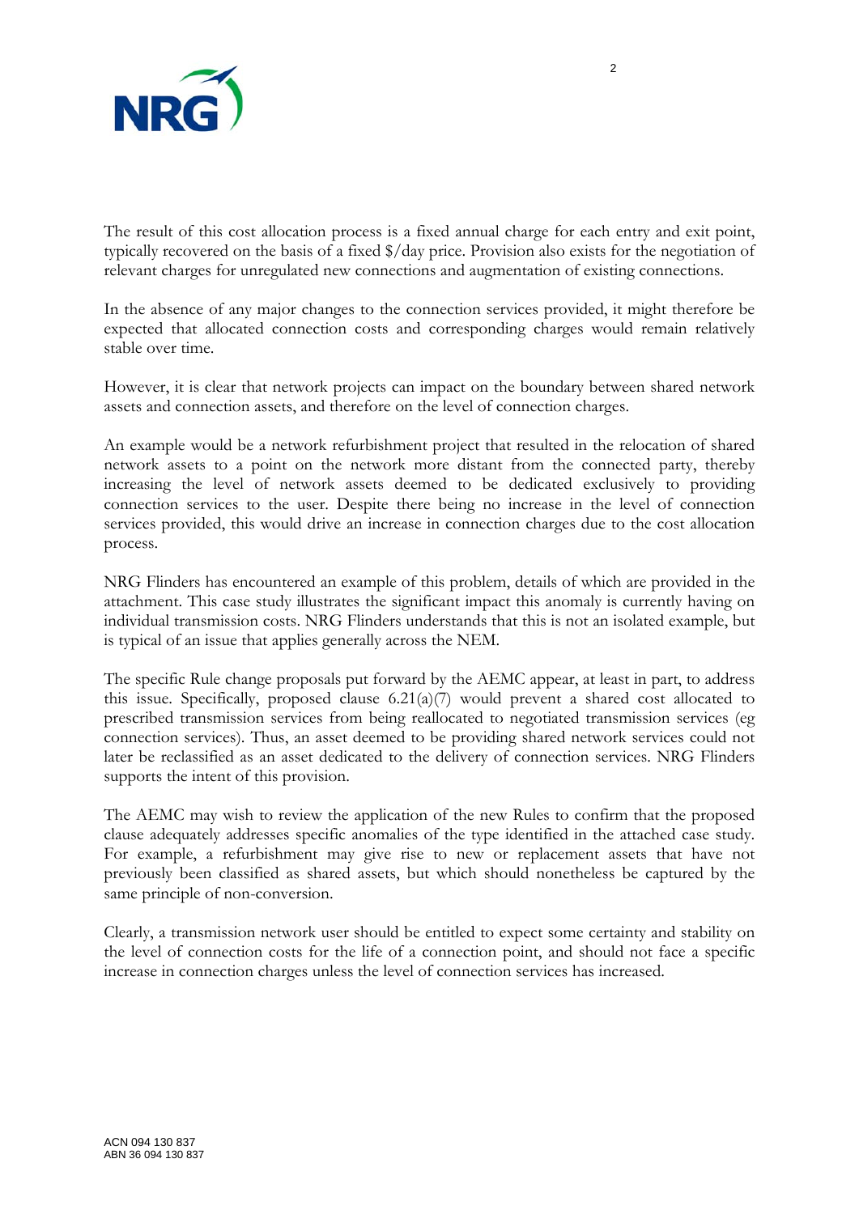The result of this cost allocation process is a fixed annual charge for each entry and exit point, typically recovered on the basis of a fixed $/day price. Provision also exists for the negotiation of relevant charges for unregulated new connections and augmentation of existing connections.

In the absence of any major changes to the connection services provided, it might therefore be expected that allocated connection costs and corresponding charges would remain relatively stable over time.

However, it is clear that network projects can impact on the boundary between shared network assets and connection assets, and therefore on the level of connection charges.

An example would be a network refurbishment project that resulted in the relocation of shared network assets to a point on the network more distant from the connected party, thereby increasing the level of network assets deemed to be dedicated exclusively to providing connection services to the user. Despite there being no increase in the level of connection services provided, this would drive an increase in connection charges due to the cost allocation process.

NRG Flinders has encountered an example of this problem, details of which are provided in the attachment. This case study illustrates the significant impact this anomaly is currently having on individual transmission costs. NRG Flinders understands that this is not an isolated example, but is typical of an issue that applies generally across the NEM.

The specific Rule change proposals put forward by the AEMC appear, at least in part, to address this issue. Specifically, proposed clause 6.21(a)(7) would prevent a shared cost allocated to prescribed transmission services from being reallocated to negotiated transmission services (eg connection services). Thus, an asset deemed to be providing shared network services could not later be reclassified as an asset dedicated to the delivery of connection services. NRG Flinders supports the intent of this provision.

The AEMC may wish to review the application of the new Rules to confirm that the proposed clause adequately addresses specific anomalies of the type identified in the attached case study. For example, a refurbishment may give rise to new or replacement assets that have not previously been classified as shared assets, but which should nonetheless be captured by the same principle of non-conversion.

Clearly, a transmission network user should be entitled to expect some certainty and stability on the level of connection costs for the life of a connection point, and should not face a specific increase in connection charges unless the level of connection services has increased.

ACN 094 130 837
ABN 36 094 130 837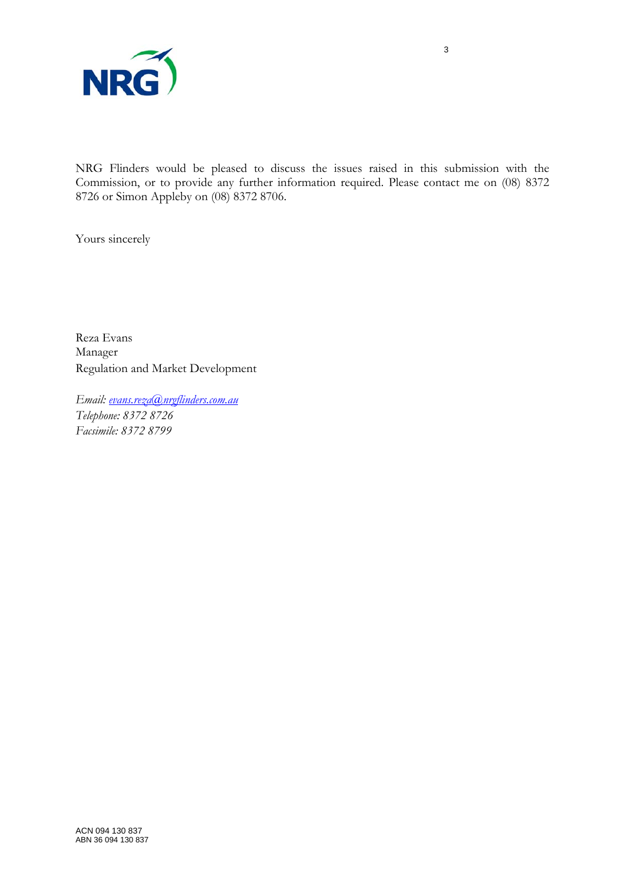NRG Flinders would be pleased to discuss the issues raised in this submission with the Commission, or to provide any further information required. Please contact me on (08) 8372 8726 or Simon Appleby on (08) 8372 8706.

Yours sincerely

Reza Evans
Manager
Regulation and Market Development

*Email: evans.reza@nrgflinders.com.au*
*Telephone: 8372 8726*
*Facsimile: 8372 8799*

ACN 094 130 837
ABN 36 094 130 837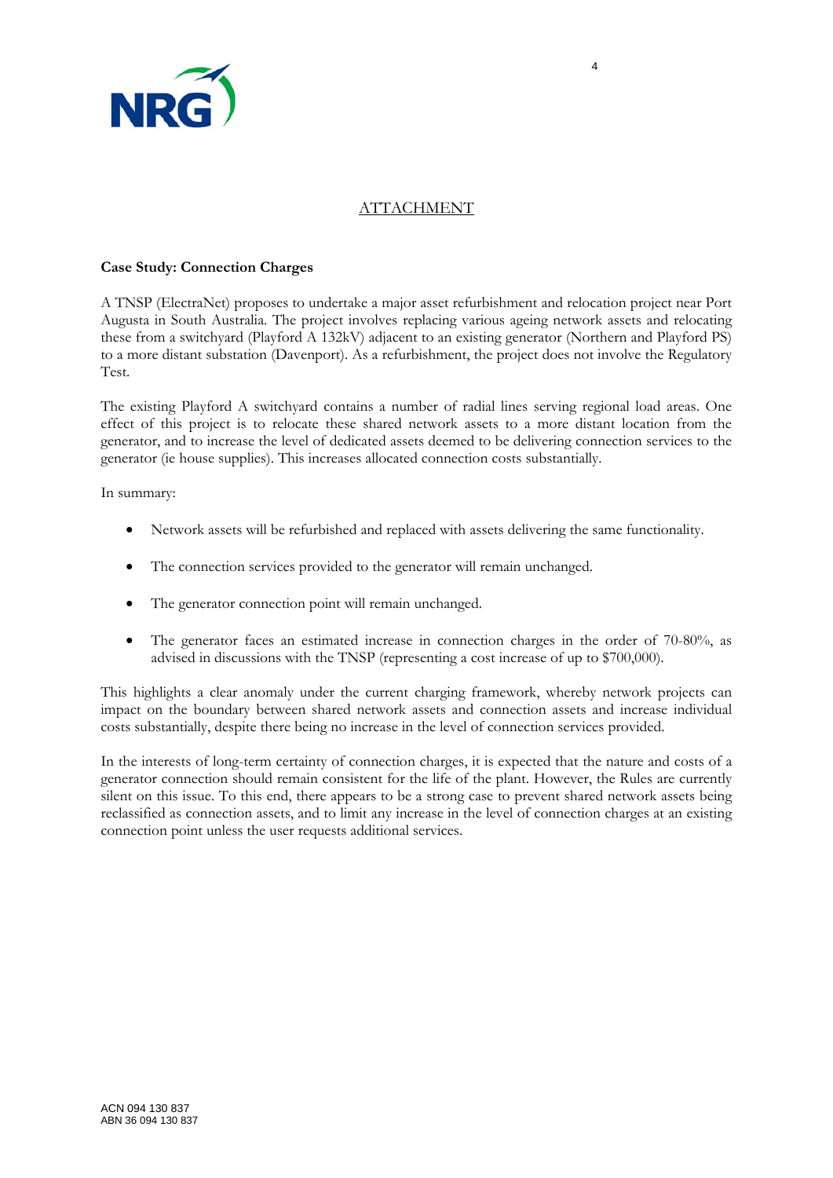# ATTACHMENT

**Case Study: Connection Charges**

A TNSP (ElectraNet) proposes to undertake a major asset refurbishment and relocation project near Port Augusta in South Australia. The project involves replacing various ageing network assets and relocating these from a switchyard (Playford A 132kV) adjacent to an existing generator (Northern and Playford PS) to a more distant substation (Davenport). As a refurbishment, the project does not involve the Regulatory Test.

The existing Playford A switchyard contains a number of radial lines serving regional load areas. One effect of this project is to relocate these shared network assets to a more distant location from the generator, and to increase the level of dedicated assets deemed to be delivering connection services to the generator (ie house supplies). This increases allocated connection costs substantially.

In summary:

- Network assets will be refurbished and replaced with assets delivering the same functionality.
- The connection services provided to the generator will remain unchanged.
- The generator connection point will remain unchanged.
- The generator faces an estimated increase in connection charges in the order of 70-80%, as advised in discussions with the TNSP (representing a cost increase of up to $700,000).

This highlights a clear anomaly under the current charging framework, whereby network projects can impact on the boundary between shared network assets and connection assets and increase individual costs substantially, despite there being no increase in the level of connection services provided.

In the interests of long-term certainty of connection charges, it is expected that the nature and costs of a generator connection should remain consistent for the life of the plant. However, the Rules are currently silent on this issue. To this end, there appears to be a strong case to prevent shared network assets being reclassified as connection assets, and to limit any increase in the level of connection charges at an existing connection point unless the user requests additional services.

ACN 094 130 837
ABN 36 094 130 837